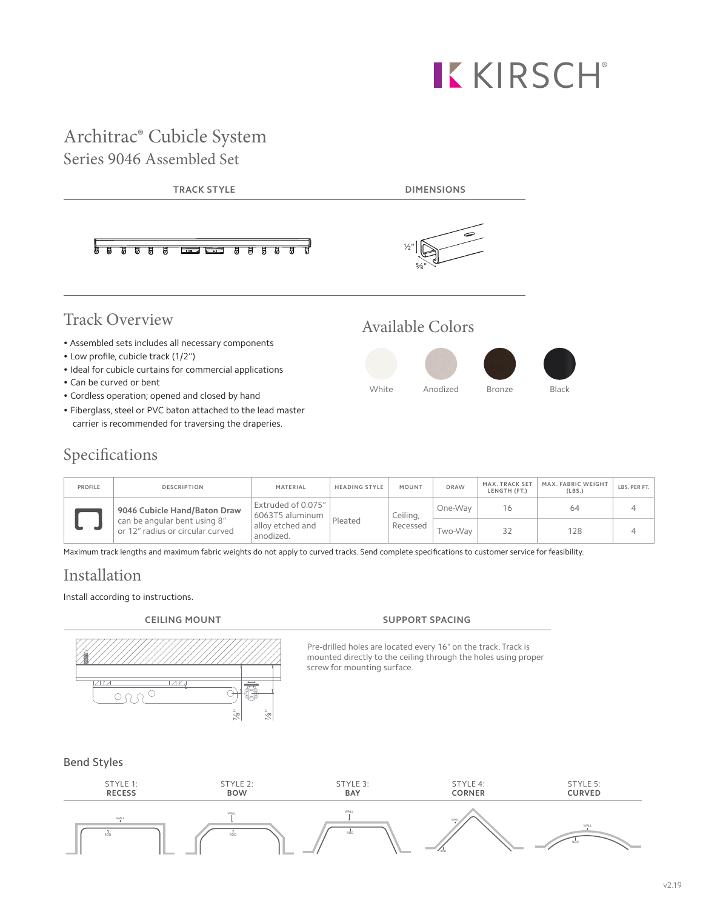# Architrac® Cubicle System

## Series 9046 Assembled Set

**TRACK STYLE** | **DIMENSIONS**

½" ⅝"

## Track Overview

- Assembled sets includes all necessary components
- Low profile, cubicle track (1/2")
- Ideal for cubicle curtains for commercial applications
- Can be curved or bent
- Cordless operation; opened and closed by hand
- Fiberglass, steel or PVC baton attached to the lead master carrier is recommended for traversing the draperies.

## Available Colors

White | Anodized | Bronze | Black

## Specifications

| PROFILE | DESCRIPTION | MATERIAL | HEADING STYLE | MOUNT | DRAW | MAX. TRACK SET LENGTH (FT.) | MAX. FABRIC WEIGHT (LBS.) | LBS. PER FT. |
|---|---|---|---|---|---|---|---|---|
| | **9046 Cubicle Hand/Baton Draw** can be angular bent using 8" or 12" radius or circular curved | Extruded of 0.075" 6063T5 aluminum alloy etched and anodized. | Pleated | Ceiling, Recessed | One-Way | 16 | 64 | 4 |
| | | | | | Two-Way | 32 | 128 | 4 |

Maximum track lengths and maximum fabric weights do not apply to curved tracks. Send complete specifications to customer service for feasibility.

## Installation

Install according to instructions.

**CEILING MOUNT**

7⁄8" 7⁄8"

**SUPPORT SPACING**

Pre-drilled holes are located every 16" on the track. Track is mounted directly to the ceiling through the holes using proper screw for mounting surface.

### Bend Styles

| STYLE 1: **RECESS** | STYLE 2: **BOW** | STYLE 3: **BAY** | STYLE 4: **CORNER** | STYLE 5: **CURVED** |
|---|---|---|---|---|
| WALL / ROD | WALL / ROD | WALL / ROD | WALL / ROD | WALL / ROD |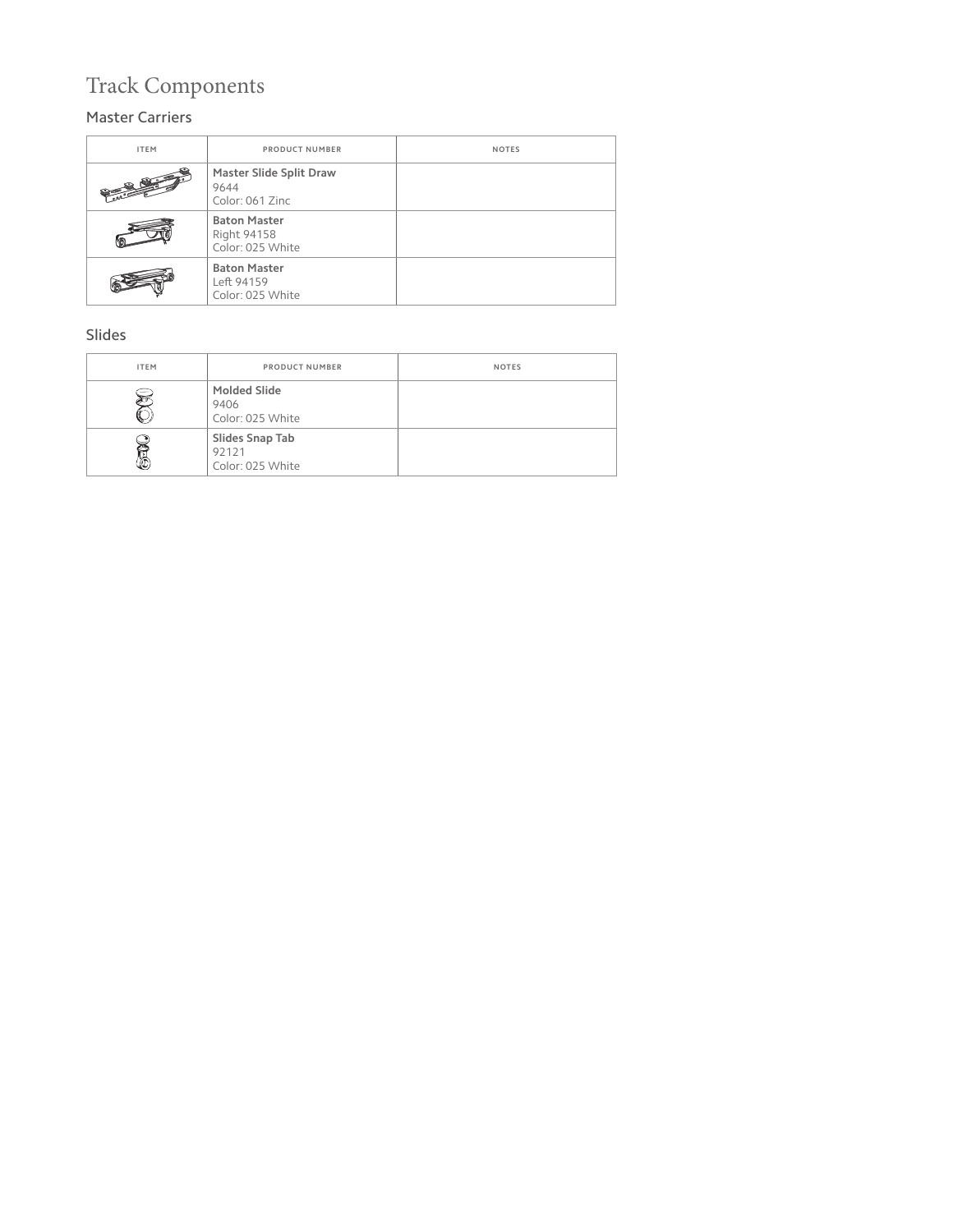# Track Components

## Master Carriers

| ITEM | PRODUCT NUMBER | NOTES |
|---|---|---|
| | **Master Slide Split Draw**<br>9644<br>Color: 061 Zinc | |
| | **Baton Master**<br>Right 94158<br>Color: 025 White | |
| | **Baton Master**<br>Left 94159<br>Color: 025 White | |

## Slides

| ITEM | PRODUCT NUMBER | NOTES |
|---|---|---|
| | **Molded Slide**<br>9406<br>Color: 025 White | |
| | **Slides Snap Tab**<br>92121<br>Color: 025 White | |